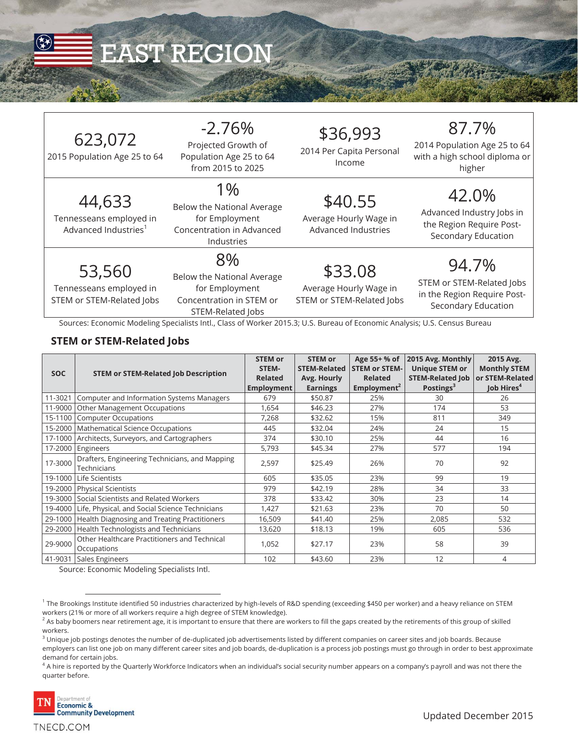# EAST REGION

| | | | |
|---|---|---|---|
| **623,072**<br>2015 Population Age 25 to 64 | **-2.76%**<br>Projected Growth of Population Age 25 to 64 from 2015 to 2025 | **$36,993**<br>2014 Per Capita Personal Income | **87.7%**<br>2014 Population Age 25 to 64 with a high school diploma or higher |
| **44,633**<br>Tennesseans employed in Advanced Industries[1] | **1%**<br>Below the National Average for Employment Concentration in Advanced Industries | **$40.55**<br>Average Hourly Wage in Advanced Industries | **42.0%**<br>Advanced Industry Jobs in the Region Require Post-Secondary Education |
| **53,560**<br>Tennesseans employed in STEM or STEM-Related Jobs | **8%**<br>Below the National Average for Employment Concentration in STEM or STEM-Related Jobs | **$33.08**<br>Average Hourly Wage in STEM or STEM-Related Jobs | **94.7%**<br>STEM or STEM-Related Jobs in the Region Require Post-Secondary Education |

Sources: Economic Modeling Specialists Intl., Class of Worker 2015.3; U.S. Bureau of Economic Analysis; U.S. Census Bureau

## STEM or STEM-Related Jobs

| SOC | STEM or STEM-Related Job Description | STEM or STEM-Related Employment | STEM or STEM-Related Avg. Hourly Earnings | Age 55+ % of STEM or STEM-Related Employment[2] | 2015 Avg. Monthly Unique STEM or STEM-Related Job Postings[3] | 2015 Avg. Monthly STEM or STEM-Related Job Hires[4] |
|---|---|---|---|---|---|---|
| 11-3021 | Computer and Information Systems Managers | 679 | $50.87 | 25% | 30 | 26 |
| 11-9000 | Other Management Occupations | 1,654 | $46.23 | 27% | 174 | 53 |
| 15-1100 | Computer Occupations | 7,268 | $32.62 | 15% | 811 | 349 |
| 15-2000 | Mathematical Science Occupations | 445 | $32.04 | 24% | 24 | 15 |
| 17-1000 | Architects, Surveyors, and Cartographers | 374 | $30.10 | 25% | 44 | 16 |
| 17-2000 | Engineers | 5,793 | $45.34 | 27% | 577 | 194 |
| 17-3000 | Drafters, Engineering Technicians, and Mapping Technicians | 2,597 | $25.49 | 26% | 70 | 92 |
| 19-1000 | Life Scientists | 605 | $35.05 | 23% | 99 | 19 |
| 19-2000 | Physical Scientists | 979 | $42.19 | 28% | 34 | 33 |
| 19-3000 | Social Scientists and Related Workers | 378 | $33.42 | 30% | 23 | 14 |
| 19-4000 | Life, Physical, and Social Science Technicians | 1,427 | $21.63 | 23% | 70 | 50 |
| 29-1000 | Health Diagnosing and Treating Practitioners | 16,509 | $41.40 | 25% | 2,085 | 532 |
| 29-2000 | Health Technologists and Technicians | 13,620 | $18.13 | 19% | 605 | 536 |
| 29-9000 | Other Healthcare Practitioners and Technical Occupations | 1,052 | $27.17 | 23% | 58 | 39 |
| 41-9031 | Sales Engineers | 102 | $43.60 | 23% | 12 | 4 |

Source: Economic Modeling Specialists Intl.

---

[1] The Brookings Institute identified 50 industries characterized by high-levels of R&D spending (exceeding $450 per worker) and a heavy reliance on STEM workers (21% or more of all workers require a high degree of STEM knowledge).

[2] As baby boomers near retirement age, it is important to ensure that there are workers to fill the gaps created by the retirements of this group of skilled workers.

[3] Unique job postings denotes the number of de-duplicated job advertisements listed by different companies on career sites and job boards. Because employers can list one job on many different career sites and job boards, de-duplication is a process job postings must go through in order to best approximate demand for certain jobs.

[4] A hire is reported by the Quarterly Workforce Indicators when an individual's social security number appears on a company's payroll and was not there the quarter before.

TN Department of Economic & Community Development

TNECD.COM

Updated December 2015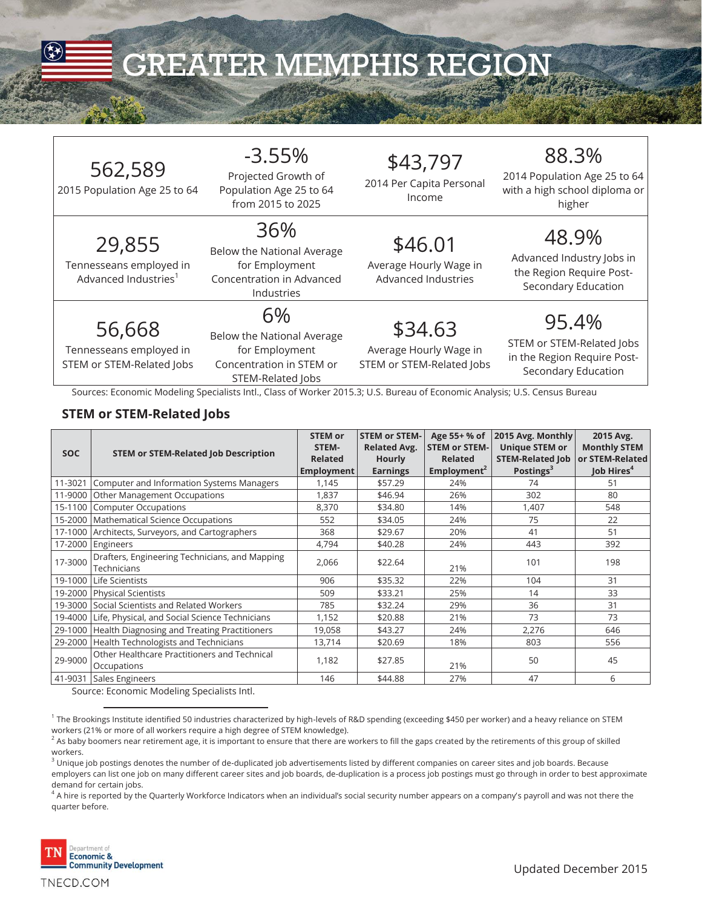# GREATER MEMPHIS REGION

| | | | |
|---|---|---|---|
| **562,589** 2015 Population Age 25 to 64 | **-3.55%** Projected Growth of Population Age 25 to 64 from 2015 to 2025 | **$43,797** 2014 Per Capita Personal Income | **88.3%** 2014 Population Age 25 to 64 with a high school diploma or higher |
| **29,855** Tennesseans employed in Advanced Industries[1] | **36%** Below the National Average for Employment Concentration in Advanced Industries | **$46.01** Average Hourly Wage in Advanced Industries | **48.9%** Advanced Industry Jobs in the Region Require Post-Secondary Education |
| **56,668** Tennesseans employed in STEM or STEM-Related Jobs | **6%** Below the National Average for Employment Concentration in STEM or STEM-Related Jobs | **$34.63** Average Hourly Wage in STEM or STEM-Related Jobs | **95.4%** STEM or STEM-Related Jobs in the Region Require Post-Secondary Education |

Sources: Economic Modeling Specialists Intl., Class of Worker 2015.3; U.S. Bureau of Economic Analysis; U.S. Census Bureau

## STEM or STEM-Related Jobs

| SOC | STEM or STEM-Related Job Description | STEM or STEM-Related Employment | STEM or STEM-Related Avg. Hourly Earnings | Age 55+ % of STEM or STEM-Related Employment[2] | 2015 Avg. Monthly Unique STEM or STEM-Related Job Postings[3] | 2015 Avg. Monthly STEM or STEM-Related Job Hires[4] |
|---|---|---|---|---|---|---|
| 11-3021 | Computer and Information Systems Managers | 1,145 | $57.29 | 24% | 74 | 51 |
| 11-9000 | Other Management Occupations | 1,837 | $46.94 | 26% | 302 | 80 |
| 15-1100 | Computer Occupations | 8,370 | $34.80 | 14% | 1,407 | 548 |
| 15-2000 | Mathematical Science Occupations | 552 | $34.05 | 24% | 75 | 22 |
| 17-1000 | Architects, Surveyors, and Cartographers | 368 | $29.67 | 20% | 41 | 51 |
| 17-2000 | Engineers | 4,794 | $40.28 | 24% | 443 | 392 |
| 17-3000 | Drafters, Engineering Technicians, and Mapping Technicians | 2,066 | $22.64 | 21% | 101 | 198 |
| 19-1000 | Life Scientists | 906 | $35.32 | 22% | 104 | 31 |
| 19-2000 | Physical Scientists | 509 | $33.21 | 25% | 14 | 33 |
| 19-3000 | Social Scientists and Related Workers | 785 | $32.24 | 29% | 36 | 31 |
| 19-4000 | Life, Physical, and Social Science Technicians | 1,152 | $20.88 | 21% | 73 | 73 |
| 29-1000 | Health Diagnosing and Treating Practitioners | 19,058 | $43.27 | 24% | 2,276 | 646 |
| 29-2000 | Health Technologists and Technicians | 13,714 | $20.69 | 18% | 803 | 556 |
| 29-9000 | Other Healthcare Practitioners and Technical Occupations | 1,182 | $27.85 | 21% | 50 | 45 |
| 41-9031 | Sales Engineers | 146 | $44.88 | 27% | 47 | 6 |

Source: Economic Modeling Specialists Intl.

[1] The Brookings Institute identified 50 industries characterized by high-levels of R&D spending (exceeding $450 per worker) and a heavy reliance on STEM workers (21% or more of all workers require a high degree of STEM knowledge).

[2] As baby boomers near retirement age, it is important to ensure that there are workers to fill the gaps created by the retirements of this group of skilled workers.

[3] Unique job postings denotes the number of de-duplicated job advertisements listed by different companies on career sites and job boards. Because employers can list one job on many different career sites and job boards, de-duplication is a process job postings must go through in order to best approximate demand for certain jobs.

[4] A hire is reported by the Quarterly Workforce Indicators when an individual's social security number appears on a company's payroll and was not there the quarter before.

TN Department of Economic & Community Development

TNECD.COM

Updated December 2015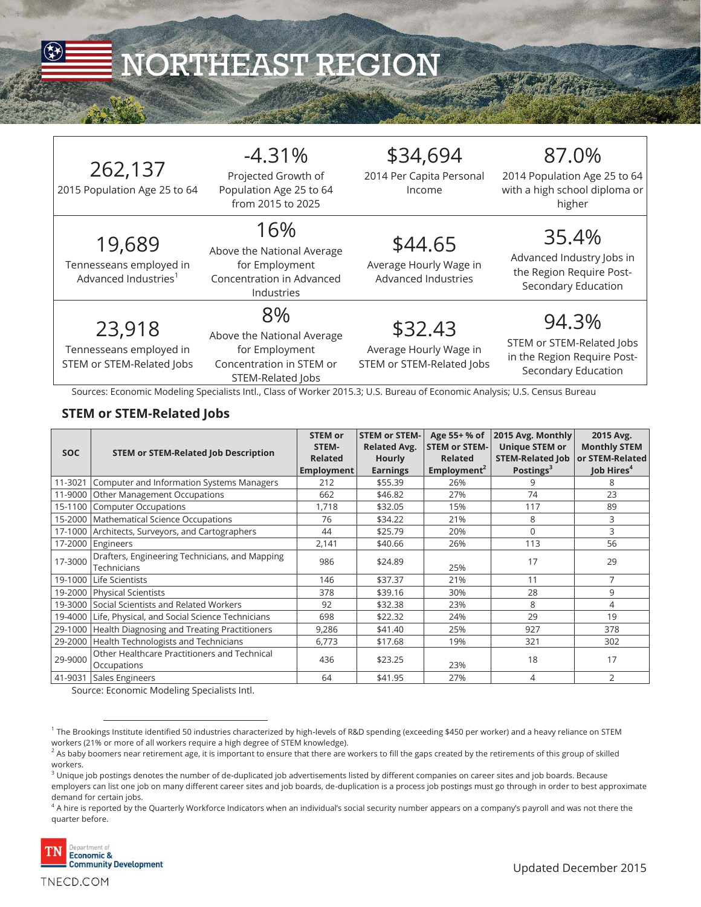# NORTHEAST REGION

| 262,137<br>2015 Population Age 25 to 64 | -4.31%<br>Projected Growth of Population Age 25 to 64 from 2015 to 2025 | $34,694<br>2014 Per Capita Personal Income | 87.0%<br>2014 Population Age 25 to 64 with a high school diploma or higher |
|---|---|---|---|
| 19,689<br>Tennesseans employed in Advanced Industries[1] | 16%<br>Above the National Average for Employment Concentration in Advanced Industries | $44.65<br>Average Hourly Wage in Advanced Industries | 35.4%<br>Advanced Industry Jobs in the Region Require Post-Secondary Education |
| 23,918<br>Tennesseans employed in STEM or STEM-Related Jobs | 8%<br>Above the National Average for Employment Concentration in STEM or STEM-Related Jobs | $32.43<br>Average Hourly Wage in STEM or STEM-Related Jobs | 94.3%<br>STEM or STEM-Related Jobs in the Region Require Post-Secondary Education |

Sources: Economic Modeling Specialists Intl., Class of Worker 2015.3; U.S. Bureau of Economic Analysis; U.S. Census Bureau

## STEM or STEM-Related Jobs

| SOC | STEM or STEM-Related Job Description | STEM or STEM-Related Employment | STEM or STEM-Related Avg. Hourly Earnings | Age 55+ % of STEM or STEM-Related Employment[2] | 2015 Avg. Monthly Unique STEM or STEM-Related Job Postings[3] | 2015 Avg. Monthly STEM or STEM-Related Job Hires[4] |
|---|---|---|---|---|---|---|
| 11-3021 | Computer and Information Systems Managers | 212 | $55.39 | 26% | 9 | 8 |
| 11-9000 | Other Management Occupations | 662 | $46.82 | 27% | 74 | 23 |
| 15-1100 | Computer Occupations | 1,718 | $32.05 | 15% | 117 | 89 |
| 15-2000 | Mathematical Science Occupations | 76 | $34.22 | 21% | 8 | 3 |
| 17-1000 | Architects, Surveyors, and Cartographers | 44 | $25.79 | 20% | 0 | 3 |
| 17-2000 | Engineers | 2,141 | $40.66 | 26% | 113 | 56 |
| 17-3000 | Drafters, Engineering Technicians, and Mapping Technicians | 986 | $24.89 | 25% | 17 | 29 |
| 19-1000 | Life Scientists | 146 | $37.37 | 21% | 11 | 7 |
| 19-2000 | Physical Scientists | 378 | $39.16 | 30% | 28 | 9 |
| 19-3000 | Social Scientists and Related Workers | 92 | $32.38 | 23% | 8 | 4 |
| 19-4000 | Life, Physical, and Social Science Technicians | 698 | $22.32 | 24% | 29 | 19 |
| 29-1000 | Health Diagnosing and Treating Practitioners | 9,286 | $41.40 | 25% | 927 | 378 |
| 29-2000 | Health Technologists and Technicians | 6,773 | $17.68 | 19% | 321 | 302 |
| 29-9000 | Other Healthcare Practitioners and Technical Occupations | 436 | $23.25 | 23% | 18 | 17 |
| 41-9031 | Sales Engineers | 64 | $41.95 | 27% | 4 | 2 |

Source: Economic Modeling Specialists Intl.

[1] The Brookings Institute identified 50 industries characterized by high-levels of R&D spending (exceeding $450 per worker) and a heavy reliance on STEM workers (21% or more of all workers require a high degree of STEM knowledge).

[2] As baby boomers near retirement age, it is important to ensure that there are workers to fill the gaps created by the retirements of this group of skilled workers.

[3] Unique job postings denotes the number of de-duplicated job advertisements listed by different companies on career sites and job boards. Because employers can list one job on many different career sites and job boards, de-duplication is a process job postings must go through in order to best approximate demand for certain jobs.

[4] A hire is reported by the Quarterly Workforce Indicators when an individual's social security number appears on a company's payroll and was not there the quarter before.

TN Department of Economic & Community Development

TNECD.COM

Updated December 2015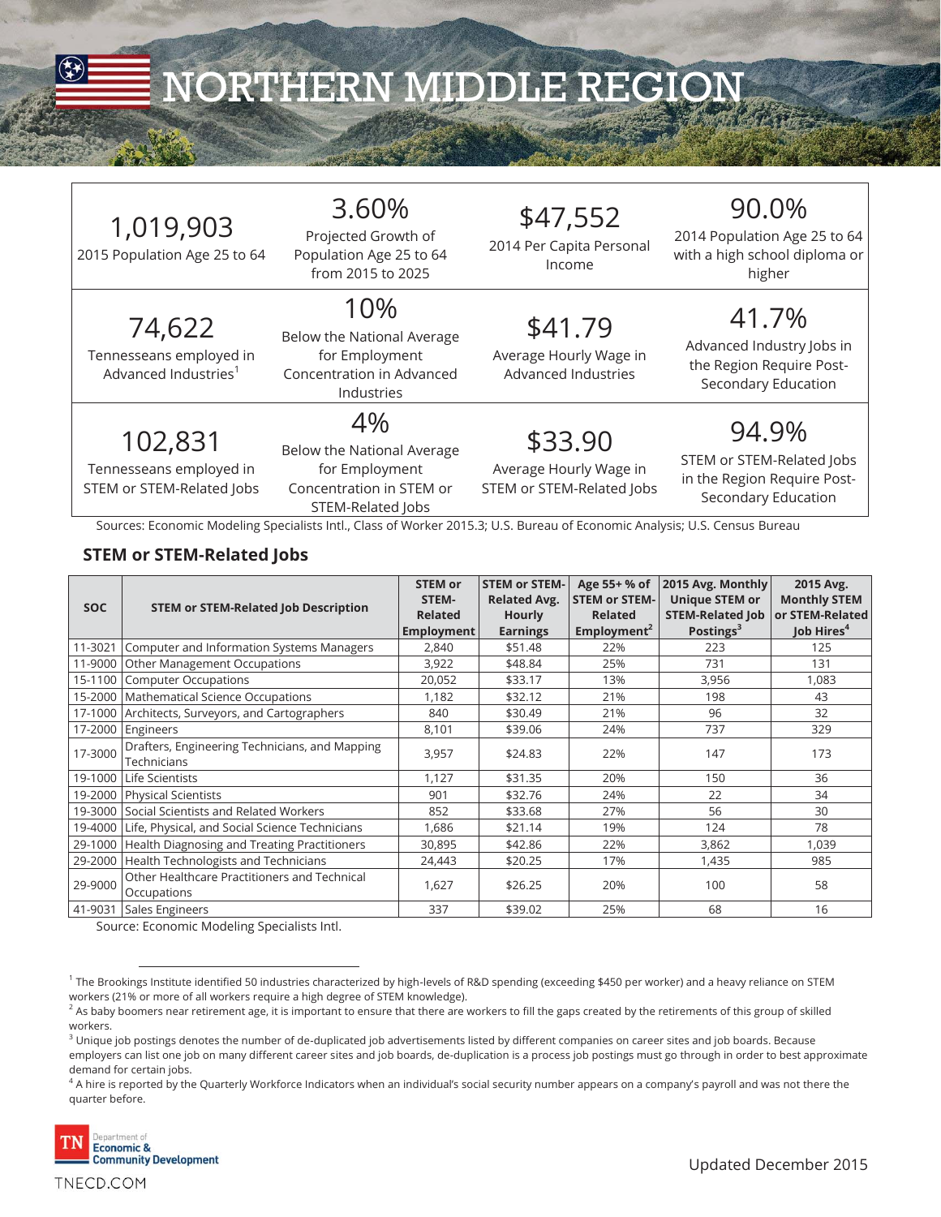# NORTHERN MIDDLE REGION

| | | | |
|---|---|---|---|
| 1,019,903<br>2015 Population Age 25 to 64 | 3.60%<br>Projected Growth of Population Age 25 to 64 from 2015 to 2025 | $47,552<br>2014 Per Capita Personal Income | 90.0%<br>2014 Population Age 25 to 64 with a high school diploma or higher |
| 74,622<br>Tennesseans employed in Advanced Industries[1] | 10%<br>Below the National Average for Employment Concentration in Advanced Industries | $41.79<br>Average Hourly Wage in Advanced Industries | 41.7%<br>Advanced Industry Jobs in the Region Require Post-Secondary Education |
| 102,831<br>Tennesseans employed in STEM or STEM-Related Jobs | 4%<br>Below the National Average for Employment Concentration in STEM or STEM-Related Jobs | $33.90<br>Average Hourly Wage in STEM or STEM-Related Jobs | 94.9%<br>STEM or STEM-Related Jobs in the Region Require Post-Secondary Education |

Sources: Economic Modeling Specialists Intl., Class of Worker 2015.3; U.S. Bureau of Economic Analysis; U.S. Census Bureau

## STEM or STEM-Related Jobs

| SOC | STEM or STEM-Related Job Description | STEM or STEM-Related Employment | STEM or STEM-Related Avg. Hourly Earnings | Age 55+ % of STEM or STEM-Related Employment[2] | 2015 Avg. Monthly Unique STEM or STEM-Related Job Postings[3] | 2015 Avg. Monthly STEM or STEM-Related Job Hires[4] |
|---|---|---|---|---|---|---|
| 11-3021 | Computer and Information Systems Managers | 2,840 | $51.48 | 22% | 223 | 125 |
| 11-9000 | Other Management Occupations | 3,922 | $48.84 | 25% | 731 | 131 |
| 15-1100 | Computer Occupations | 20,052 | $33.17 | 13% | 3,956 | 1,083 |
| 15-2000 | Mathematical Science Occupations | 1,182 | $32.12 | 21% | 198 | 43 |
| 17-1000 | Architects, Surveyors, and Cartographers | 840 | $30.49 | 21% | 96 | 32 |
| 17-2000 | Engineers | 8,101 | $39.06 | 24% | 737 | 329 |
| 17-3000 | Drafters, Engineering Technicians, and Mapping Technicians | 3,957 | $24.83 | 22% | 147 | 173 |
| 19-1000 | Life Scientists | 1,127 | $31.35 | 20% | 150 | 36 |
| 19-2000 | Physical Scientists | 901 | $32.76 | 24% | 22 | 34 |
| 19-3000 | Social Scientists and Related Workers | 852 | $33.68 | 27% | 56 | 30 |
| 19-4000 | Life, Physical, and Social Science Technicians | 1,686 | $21.14 | 19% | 124 | 78 |
| 29-1000 | Health Diagnosing and Treating Practitioners | 30,895 | $42.86 | 22% | 3,862 | 1,039 |
| 29-2000 | Health Technologists and Technicians | 24,443 | $20.25 | 17% | 1,435 | 985 |
| 29-9000 | Other Healthcare Practitioners and Technical Occupations | 1,627 | $26.25 | 20% | 100 | 58 |
| 41-9031 | Sales Engineers | 337 | $39.02 | 25% | 68 | 16 |

Source: Economic Modeling Specialists Intl.

[1] The Brookings Institute identified 50 industries characterized by high-levels of R&D spending (exceeding $450 per worker) and a heavy reliance on STEM workers (21% or more of all workers require a high degree of STEM knowledge).

[2] As baby boomers near retirement age, it is important to ensure that there are workers to fill the gaps created by the retirements of this group of skilled workers.

[3] Unique job postings denotes the number of de-duplicated job advertisements listed by different companies on career sites and job boards. Because employers can list one job on many different career sites and job boards, de-duplication is a process job postings must go through in order to best approximate demand for certain jobs.

[4] A hire is reported by the Quarterly Workforce Indicators when an individual's social security number appears on a company's payroll and was not there the quarter before.

TN Department of Economic & Community Development

TNECD.COM

Updated December 2015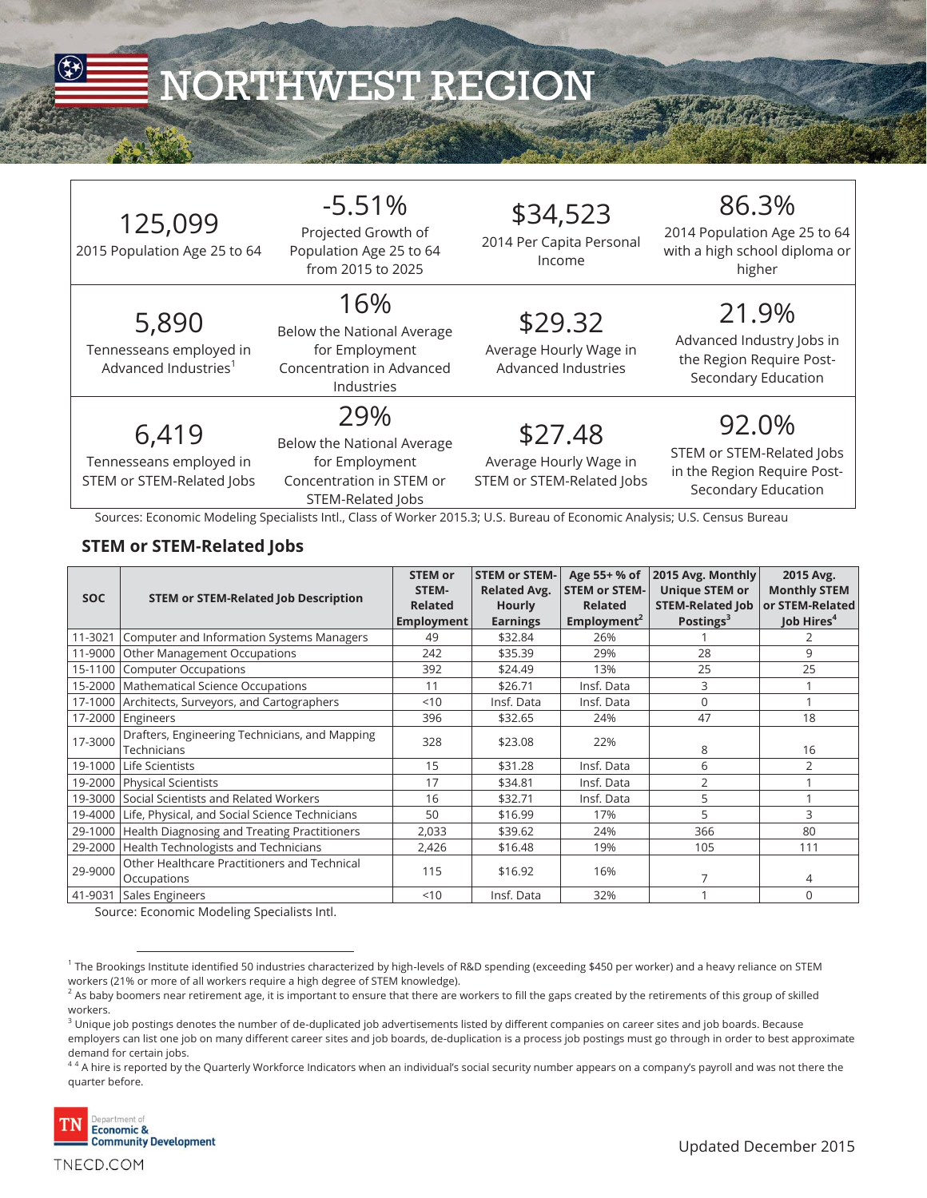# NORTHWEST REGION

| | | | |
|---|---|---|---|
| **125,099**<br>2015 Population Age 25 to 64 | **-5.51%**<br>Projected Growth of Population Age 25 to 64 from 2015 to 2025 | **$34,523**<br>2014 Per Capita Personal Income | **86.3%**<br>2014 Population Age 25 to 64 with a high school diploma or higher |
| **5,890**<br>Tennesseans employed in Advanced Industries[1] | **16%**<br>Below the National Average for Employment Concentration in Advanced Industries | **$29.32**<br>Average Hourly Wage in Advanced Industries | **21.9%**<br>Advanced Industry Jobs in the Region Require Post-Secondary Education |
| **6,419**<br>Tennesseans employed in STEM or STEM-Related Jobs | **29%**<br>Below the National Average for Employment Concentration in STEM or STEM-Related Jobs | **$27.48**<br>Average Hourly Wage in STEM or STEM-Related Jobs | **92.0%**<br>STEM or STEM-Related Jobs in the Region Require Post-Secondary Education |

Sources: Economic Modeling Specialists Intl., Class of Worker 2015.3; U.S. Bureau of Economic Analysis; U.S. Census Bureau

## STEM or STEM-Related Jobs

| SOC | STEM or STEM-Related Job Description | STEM or STEM-Related Employment | STEM or STEM-Related Avg. Hourly Earnings | Age 55+ % of STEM or STEM-Related Employment[2] | 2015 Avg. Monthly Unique STEM or STEM-Related Job Postings[3] | 2015 Avg. Monthly STEM or STEM-Related Job Hires[4] |
|---|---|---|---|---|---|---|
| 11-3021 | Computer and Information Systems Managers | 49 | $32.84 | 26% | 1 | 2 |
| 11-9000 | Other Management Occupations | 242 | $35.39 | 29% | 28 | 9 |
| 15-1100 | Computer Occupations | 392 | $24.49 | 13% | 25 | 25 |
| 15-2000 | Mathematical Science Occupations | 11 | $26.71 | Insf. Data | 3 | 1 |
| 17-1000 | Architects, Surveyors, and Cartographers | <10 | Insf. Data | Insf. Data | 0 | 1 |
| 17-2000 | Engineers | 396 | $32.65 | 24% | 47 | 18 |
| 17-3000 | Drafters, Engineering Technicians, and Mapping Technicians | 328 | $23.08 | 22% | 8 | 16 |
| 19-1000 | Life Scientists | 15 | $31.28 | Insf. Data | 6 | 2 |
| 19-2000 | Physical Scientists | 17 | $34.81 | Insf. Data | 2 | 1 |
| 19-3000 | Social Scientists and Related Workers | 16 | $32.71 | Insf. Data | 5 | 1 |
| 19-4000 | Life, Physical, and Social Science Technicians | 50 | $16.99 | 17% | 5 | 3 |
| 29-1000 | Health Diagnosing and Treating Practitioners | 2,033 | $39.62 | 24% | 366 | 80 |
| 29-2000 | Health Technologists and Technicians | 2,426 | $16.48 | 19% | 105 | 111 |
| 29-9000 | Other Healthcare Practitioners and Technical Occupations | 115 | $16.92 | 16% | 7 | 4 |
| 41-9031 | Sales Engineers | <10 | Insf. Data | 32% | 1 | 0 |

Source: Economic Modeling Specialists Intl.

[1] The Brookings Institute identified 50 industries characterized by high-levels of R&D spending (exceeding $450 per worker) and a heavy reliance on STEM workers (21% or more of all workers require a high degree of STEM knowledge).

[2] As baby boomers near retirement age, it is important to ensure that there are workers to fill the gaps created by the retirements of this group of skilled workers.

[3] Unique job postings denotes the number of de-duplicated job advertisements listed by different companies on career sites and job boards. Because employers can list one job on many different career sites and job boards, de-duplication is a process job postings must go through in order to best approximate demand for certain jobs.

[4] A hire is reported by the Quarterly Workforce Indicators when an individual's social security number appears on a company's payroll and was not there the quarter before.

TN Department of Economic & Community Development

TNECD.COM

Updated December 2015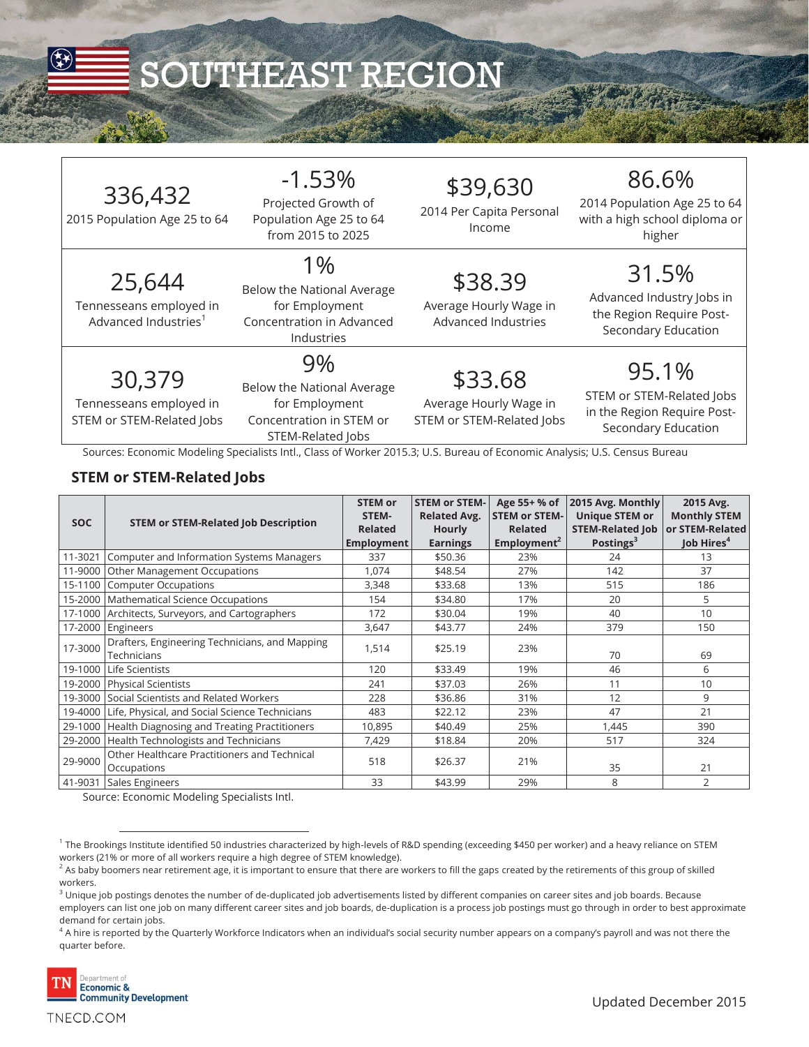# SOUTHEAST REGION

| | | | |
|---|---|---|---|
| **336,432**<br>2015 Population Age 25 to 64 | **-1.53%**<br>Projected Growth of Population Age 25 to 64 from 2015 to 2025 | **$39,630**<br>2014 Per Capita Personal Income | **86.6%**<br>2014 Population Age 25 to 64 with a high school diploma or higher |
| **25,644**<br>Tennesseans employed in Advanced Industries[1] | **1%**<br>Below the National Average for Employment Concentration in Advanced Industries | **$38.39**<br>Average Hourly Wage in Advanced Industries | **31.5%**<br>Advanced Industry Jobs in the Region Require Post-Secondary Education |
| **30,379**<br>Tennesseans employed in STEM or STEM-Related Jobs | **9%**<br>Below the National Average for Employment Concentration in STEM or STEM-Related Jobs | **$33.68**<br>Average Hourly Wage in STEM or STEM-Related Jobs | **95.1%**<br>STEM or STEM-Related Jobs in the Region Require Post-Secondary Education |

Sources: Economic Modeling Specialists Intl., Class of Worker 2015.3; U.S. Bureau of Economic Analysis; U.S. Census Bureau

## STEM or STEM-Related Jobs

| SOC | STEM or STEM-Related Job Description | STEM or STEM-Related Employment | STEM or STEM-Related Avg. Hourly Earnings | Age 55+ % of STEM or STEM-Related Employment[2] | 2015 Avg. Monthly Unique STEM or STEM-Related Job Postings[3] | 2015 Avg. Monthly STEM or STEM-Related Job Hires[4] |
|---|---|---|---|---|---|---|
| 11-3021 | Computer and Information Systems Managers | 337 | $50.36 | 23% | 24 | 13 |
| 11-9000 | Other Management Occupations | 1,074 | $48.54 | 27% | 142 | 37 |
| 15-1100 | Computer Occupations | 3,348 | $33.68 | 13% | 515 | 186 |
| 15-2000 | Mathematical Science Occupations | 154 | $34.80 | 17% | 20 | 5 |
| 17-1000 | Architects, Surveyors, and Cartographers | 172 | $30.04 | 19% | 40 | 10 |
| 17-2000 | Engineers | 3,647 | $43.77 | 24% | 379 | 150 |
| 17-3000 | Drafters, Engineering Technicians, and Mapping Technicians | 1,514 | $25.19 | 23% | 70 | 69 |
| 19-1000 | Life Scientists | 120 | $33.49 | 19% | 46 | 6 |
| 19-2000 | Physical Scientists | 241 | $37.03 | 26% | 11 | 10 |
| 19-3000 | Social Scientists and Related Workers | 228 | $36.86 | 31% | 12 | 9 |
| 19-4000 | Life, Physical, and Social Science Technicians | 483 | $22.12 | 23% | 47 | 21 |
| 29-1000 | Health Diagnosing and Treating Practitioners | 10,895 | $40.49 | 25% | 1,445 | 390 |
| 29-2000 | Health Technologists and Technicians | 7,429 | $18.84 | 20% | 517 | 324 |
| 29-9000 | Other Healthcare Practitioners and Technical Occupations | 518 | $26.37 | 21% | 35 | 21 |
| 41-9031 | Sales Engineers | 33 | $43.99 | 29% | 8 | 2 |

Source: Economic Modeling Specialists Intl.

---

[1] The Brookings Institute identified 50 industries characterized by high-levels of R&D spending (exceeding $450 per worker) and a heavy reliance on STEM workers (21% or more of all workers require a high degree of STEM knowledge).

[2] As baby boomers near retirement age, it is important to ensure that there are workers to fill the gaps created by the retirements of this group of skilled workers.

[3] Unique job postings denotes the number of de-duplicated job advertisements listed by different companies on career sites and job boards. Because employers can list one job on many different career sites and job boards, de-duplication is a process job postings must go through in order to best approximate demand for certain jobs.

[4] A hire is reported by the Quarterly Workforce Indicators when an individual's social security number appears on a company's payroll and was not there the quarter before.

TN Department of Economic & Community Development

TNECD.COM

Updated December 2015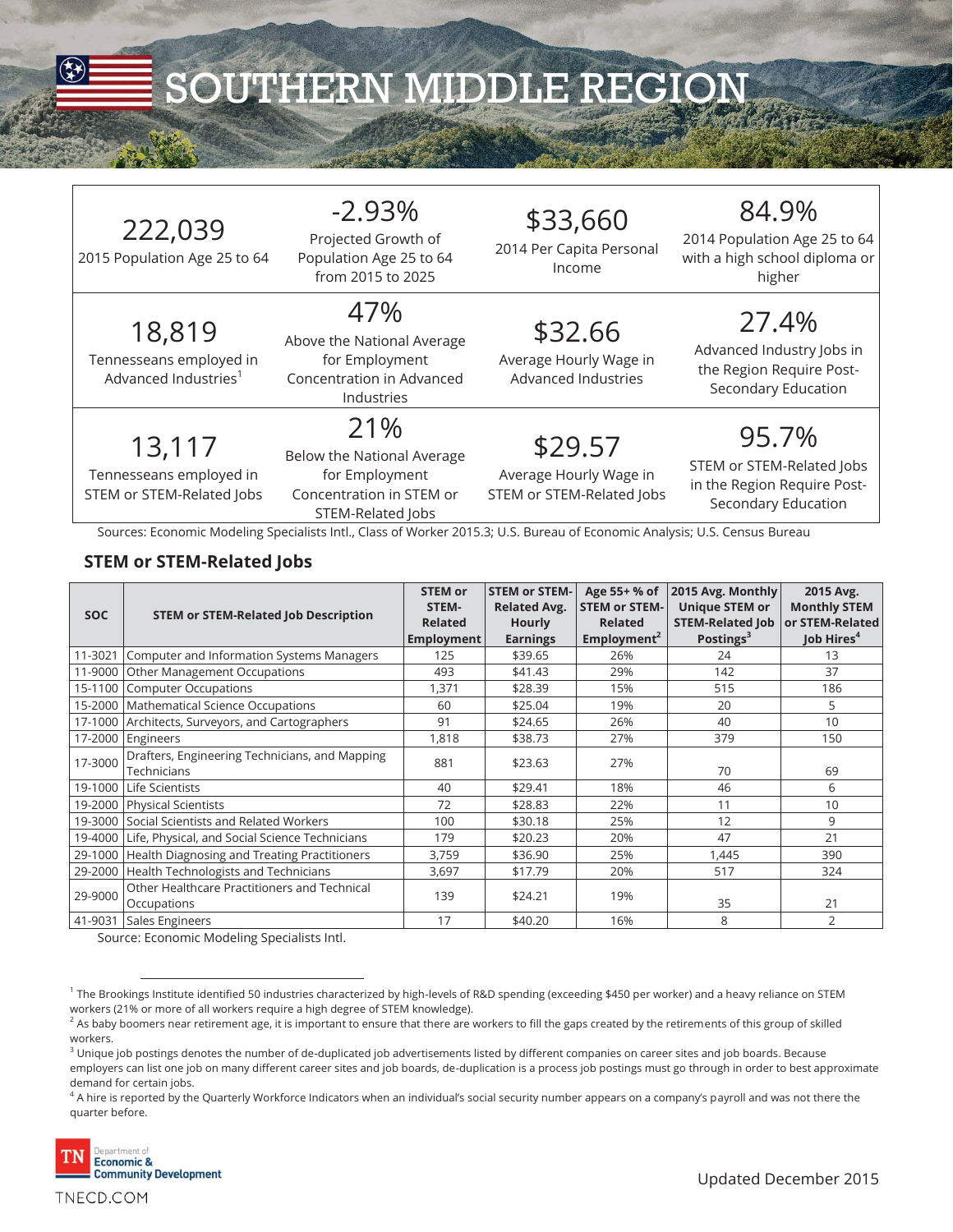# SOUTHERN MIDDLE REGION

| | | | |
|---|---|---|---|
| **222,039**<br>2015 Population Age 25 to 64 | **-2.93%**<br>Projected Growth of Population Age 25 to 64 from 2015 to 2025 | **$33,660**<br>2014 Per Capita Personal Income | **84.9%**<br>2014 Population Age 25 to 64 with a high school diploma or higher |
| **18,819**<br>Tennesseans employed in Advanced Industries[1] | **47%**<br>Above the National Average for Employment Concentration in Advanced Industries | **$32.66**<br>Average Hourly Wage in Advanced Industries | **27.4%**<br>Advanced Industry Jobs in the Region Require Post-Secondary Education |
| **13,117**<br>Tennesseans employed in STEM or STEM-Related Jobs | **21%**<br>Below the National Average for Employment Concentration in STEM or STEM-Related Jobs | **$29.57**<br>Average Hourly Wage in STEM or STEM-Related Jobs | **95.7%**<br>STEM or STEM-Related Jobs in the Region Require Post-Secondary Education |

Sources: Economic Modeling Specialists Intl., Class of Worker 2015.3; U.S. Bureau of Economic Analysis; U.S. Census Bureau

## STEM or STEM-Related Jobs

| SOC | STEM or STEM-Related Job Description | STEM or STEM-Related Employment | STEM or STEM-Related Avg. Hourly Earnings | Age 55+ % of STEM or STEM-Related Employment[2] | 2015 Avg. Monthly Unique STEM or STEM-Related Job Postings[3] | 2015 Avg. Monthly STEM or STEM-Related Job Hires[4] |
|---|---|---|---|---|---|---|
| 11-3021 | Computer and Information Systems Managers | 125 | $39.65 | 26% | 24 | 13 |
| 11-9000 | Other Management Occupations | 493 | $41.43 | 29% | 142 | 37 |
| 15-1100 | Computer Occupations | 1,371 | $28.39 | 15% | 515 | 186 |
| 15-2000 | Mathematical Science Occupations | 60 | $25.04 | 19% | 20 | 5 |
| 17-1000 | Architects, Surveyors, and Cartographers | 91 | $24.65 | 26% | 40 | 10 |
| 17-2000 | Engineers | 1,818 | $38.73 | 27% | 379 | 150 |
| 17-3000 | Drafters, Engineering Technicians, and Mapping Technicians | 881 | $23.63 | 27% | 70 | 69 |
| 19-1000 | Life Scientists | 40 | $29.41 | 18% | 46 | 6 |
| 19-2000 | Physical Scientists | 72 | $28.83 | 22% | 11 | 10 |
| 19-3000 | Social Scientists and Related Workers | 100 | $30.18 | 25% | 12 | 9 |
| 19-4000 | Life, Physical, and Social Science Technicians | 179 | $20.23 | 20% | 47 | 21 |
| 29-1000 | Health Diagnosing and Treating Practitioners | 3,759 | $36.90 | 25% | 1,445 | 390 |
| 29-2000 | Health Technologists and Technicians | 3,697 | $17.79 | 20% | 517 | 324 |
| 29-9000 | Other Healthcare Practitioners and Technical Occupations | 139 | $24.21 | 19% | 35 | 21 |
| 41-9031 | Sales Engineers | 17 | $40.20 | 16% | 8 | 2 |

Source: Economic Modeling Specialists Intl.

---

[1] The Brookings Institute identified 50 industries characterized by high-levels of R&D spending (exceeding $450 per worker) and a heavy reliance on STEM workers (21% or more of all workers require a high degree of STEM knowledge).

[2] As baby boomers near retirement age, it is important to ensure that there are workers to fill the gaps created by the retirements of this group of skilled workers.

[3] Unique job postings denotes the number of de-duplicated job advertisements listed by different companies on career sites and job boards. Because employers can list one job on many different career sites and job boards, de-duplication is a process job postings must go through in order to best approximate demand for certain jobs.

[4] A hire is reported by the Quarterly Workforce Indicators when an individual's social security number appears on a company's payroll and was not there the quarter before.

TN Department of Economic & Community Development

TNECD.COM

Updated December 2015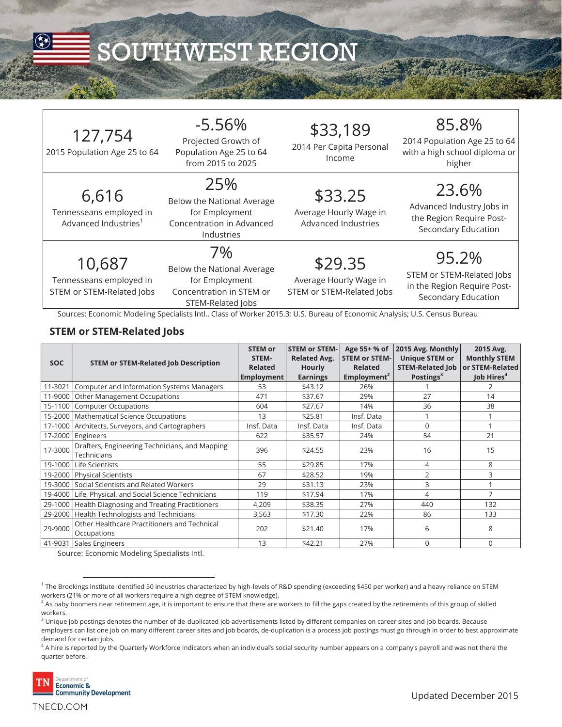# SOUTHWEST REGION

| | | | |
|---|---|---|---|
| **127,754** 2015 Population Age 25 to 64 | **-5.56%** Projected Growth of Population Age 25 to 64 from 2015 to 2025 | **$33,189** 2014 Per Capita Personal Income | **85.8%** 2014 Population Age 25 to 64 with a high school diploma or higher |
| **6,616** Tennesseans employed in Advanced Industries[1] | **25%** Below the National Average for Employment Concentration in Advanced Industries | **$33.25** Average Hourly Wage in Advanced Industries | **23.6%** Advanced Industry Jobs in the Region Require Post-Secondary Education |
| **10,687** Tennesseans employed in STEM or STEM-Related Jobs | **7%** Below the National Average for Employment Concentration in STEM or STEM-Related Jobs | **$29.35** Average Hourly Wage in STEM or STEM-Related Jobs | **95.2%** STEM or STEM-Related Jobs in the Region Require Post-Secondary Education |

Sources: Economic Modeling Specialists Intl., Class of Worker 2015.3; U.S. Bureau of Economic Analysis; U.S. Census Bureau

## STEM or STEM-Related Jobs

| SOC | STEM or STEM-Related Job Description | STEM or STEM-Related Employment | STEM or STEM-Related Avg. Hourly Earnings | Age 55+ % of STEM or STEM-Related Employment[2] | 2015 Avg. Monthly Unique STEM or STEM-Related Job Postings[3] | 2015 Avg. Monthly STEM or STEM-Related Job Hires[4] |
|---|---|---|---|---|---|---|
| 11-3021 | Computer and Information Systems Managers | 53 | $43.12 | 26% | 1 | 2 |
| 11-9000 | Other Management Occupations | 471 | $37.67 | 29% | 27 | 14 |
| 15-1100 | Computer Occupations | 604 | $27.67 | 14% | 36 | 38 |
| 15-2000 | Mathematical Science Occupations | 13 | $25.81 | Insf. Data | 1 | 1 |
| 17-1000 | Architects, Surveyors, and Cartographers | Insf. Data | Insf. Data | Insf. Data | 0 | 1 |
| 17-2000 | Engineers | 622 | $35.57 | 24% | 54 | 21 |
| 17-3000 | Drafters, Engineering Technicians, and Mapping Technicians | 396 | $24.55 | 23% | 16 | 15 |
| 19-1000 | Life Scientists | 55 | $29.85 | 17% | 4 | 8 |
| 19-2000 | Physical Scientists | 67 | $28.52 | 19% | 2 | 3 |
| 19-3000 | Social Scientists and Related Workers | 29 | $31.13 | 23% | 3 | 1 |
| 19-4000 | Life, Physical, and Social Science Technicians | 119 | $17.94 | 17% | 4 | 7 |
| 29-1000 | Health Diagnosing and Treating Practitioners | 4,209 | $38.35 | 27% | 440 | 132 |
| 29-2000 | Health Technologists and Technicians | 3,563 | $17.30 | 22% | 86 | 133 |
| 29-9000 | Other Healthcare Practitioners and Technical Occupations | 202 | $21.40 | 17% | 6 | 8 |
| 41-9031 | Sales Engineers | 13 | $42.21 | 27% | 0 | 0 |

Source: Economic Modeling Specialists Intl.

[1] The Brookings Institute identified 50 industries characterized by high-levels of R&D spending (exceeding $450 per worker) and a heavy reliance on STEM workers (21% or more of all workers require a high degree of STEM knowledge).

[2] As baby boomers near retirement age, it is important to ensure that there are workers to fill the gaps created by the retirements of this group of skilled workers.

[3] Unique job postings denotes the number of de-duplicated job advertisements listed by different companies on career sites and job boards. Because employers can list one job on many different career sites and job boards, de-duplication is a process job postings must go through in order to best approximate demand for certain jobs.

[4] A hire is reported by the Quarterly Workforce Indicators when an individual's social security number appears on a company's payroll and was not there the quarter before.

TN Department of Economic & Community Development

TNECD.COM

Updated December 2015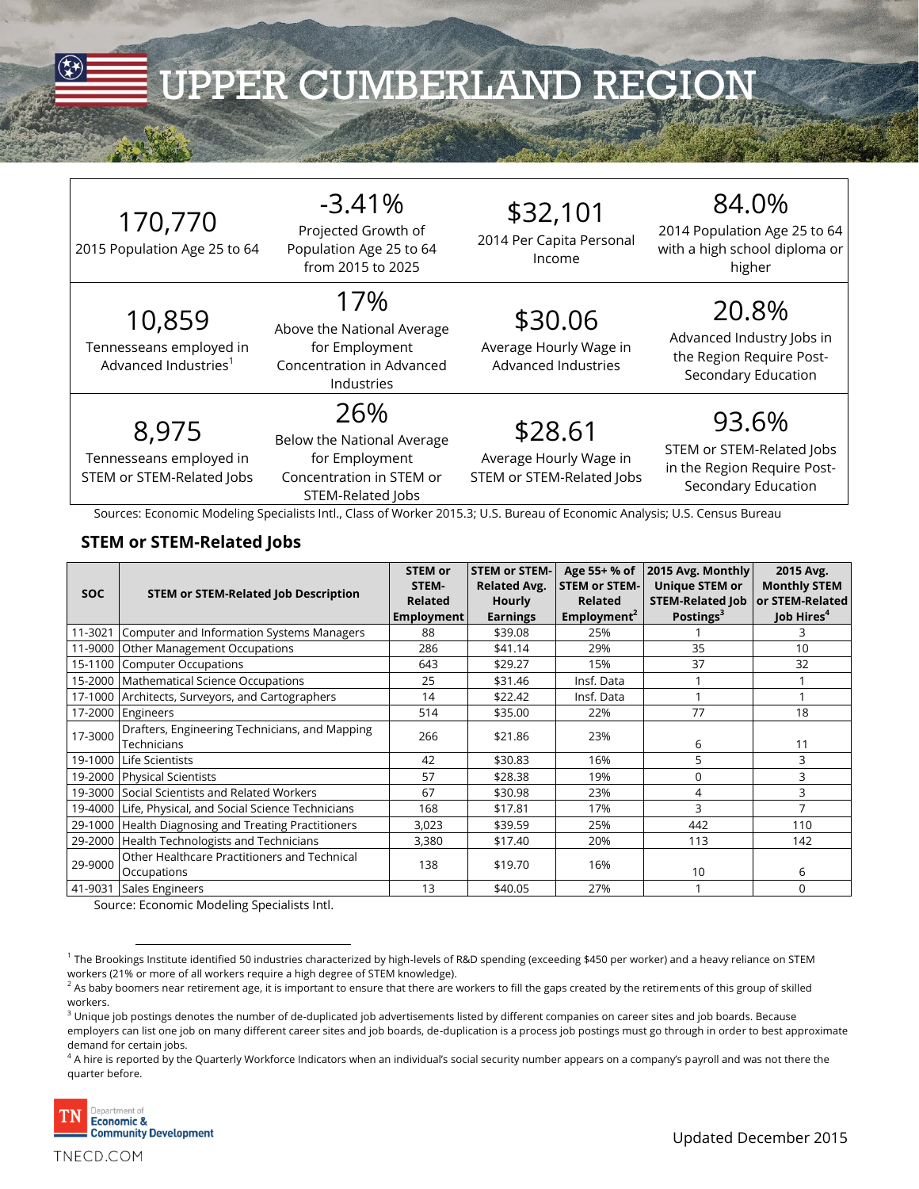# UPPER CUMBERLAND REGION

| | | | |
|---|---|---|---|
| 170,770<br>2015 Population Age 25 to 64 | -3.41%<br>Projected Growth of Population Age 25 to 64 from 2015 to 2025 | $32,101<br>2014 Per Capita Personal Income | 84.0%<br>2014 Population Age 25 to 64 with a high school diploma or higher |
| 10,859<br>Tennesseans employed in Advanced Industries[1] | 17%<br>Above the National Average for Employment Concentration in Advanced Industries | $30.06<br>Average Hourly Wage in Advanced Industries | 20.8%<br>Advanced Industry Jobs in the Region Require Post-Secondary Education |
| 8,975<br>Tennesseans employed in STEM or STEM-Related Jobs | 26%<br>Below the National Average for Employment Concentration in STEM or STEM-Related Jobs | $28.61<br>Average Hourly Wage in STEM or STEM-Related Jobs | 93.6%<br>STEM or STEM-Related Jobs in the Region Require Post-Secondary Education |

Sources: Economic Modeling Specialists Intl., Class of Worker 2015.3; U.S. Bureau of Economic Analysis; U.S. Census Bureau

## STEM or STEM-Related Jobs

| SOC | STEM or STEM-Related Job Description | STEM or STEM-Related Employment | STEM or STEM-Related Avg. Hourly Earnings | Age 55+ % of STEM or STEM-Related Employment[2] | 2015 Avg. Monthly Unique STEM or STEM-Related Job Postings[3] | 2015 Avg. Monthly STEM or STEM-Related Job Hires[4] |
|---|---|---|---|---|---|---|
| 11-3021 | Computer and Information Systems Managers | 88 | $39.08 | 25% | 1 | 3 |
| 11-9000 | Other Management Occupations | 286 | $41.14 | 29% | 35 | 10 |
| 15-1100 | Computer Occupations | 643 | $29.27 | 15% | 37 | 32 |
| 15-2000 | Mathematical Science Occupations | 25 | $31.46 | Insf. Data | 1 | 1 |
| 17-1000 | Architects, Surveyors, and Cartographers | 14 | $22.42 | Insf. Data | 1 | 1 |
| 17-2000 | Engineers | 514 | $35.00 | 22% | 77 | 18 |
| 17-3000 | Drafters, Engineering Technicians, and Mapping Technicians | 266 | $21.86 | 23% | 6 | 11 |
| 19-1000 | Life Scientists | 42 | $30.83 | 16% | 5 | 3 |
| 19-2000 | Physical Scientists | 57 | $28.38 | 19% | 0 | 3 |
| 19-3000 | Social Scientists and Related Workers | 67 | $30.98 | 23% | 4 | 3 |
| 19-4000 | Life, Physical, and Social Science Technicians | 168 | $17.81 | 17% | 3 | 7 |
| 29-1000 | Health Diagnosing and Treating Practitioners | 3,023 | $39.59 | 25% | 442 | 110 |
| 29-2000 | Health Technologists and Technicians | 3,380 | $17.40 | 20% | 113 | 142 |
| 29-9000 | Other Healthcare Practitioners and Technical Occupations | 138 | $19.70 | 16% | 10 | 6 |
| 41-9031 | Sales Engineers | 13 | $40.05 | 27% | 1 | 0 |

Source: Economic Modeling Specialists Intl.

[1] The Brookings Institute identified 50 industries characterized by high-levels of R&D spending (exceeding $450 per worker) and a heavy reliance on STEM workers (21% or more of all workers require a high degree of STEM knowledge).

[2] As baby boomers near retirement age, it is important to ensure that there are workers to fill the gaps created by the retirements of this group of skilled workers.

[3] Unique job postings denotes the number of de-duplicated job advertisements listed by different companies on career sites and job boards. Because employers can list one job on many different career sites and job boards, de-duplication is a process job postings must go through in order to best approximate demand for certain jobs.

[4] A hire is reported by the Quarterly Workforce Indicators when an individual's social security number appears on a company's payroll and was not there the quarter before.

TN Department of Economic & Community Development

TNECD.COM

Updated December 2015